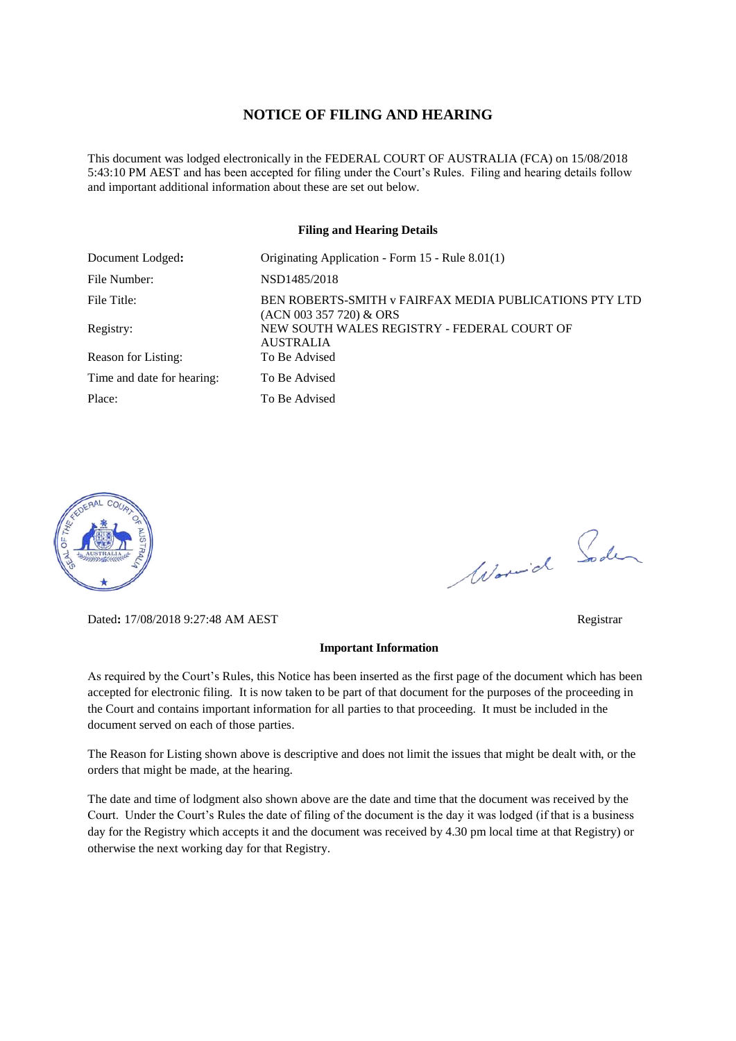# NOTICE OF FILING AND HEARING

This document was lodged electronically in the FEDERAL COURT OF AUSTRALIA (FCA) on 15/08/2018 5:43:10 PM AEST and has been accepted for filing under the Court's Rules. Filing and hearing details follow and important additional information about these are set out below.

### Filing and Hearing Details

| | |
|---|---|
| Document Lodged: | Originating Application - Form 15 - Rule 8.01(1) |
| File Number: | NSD1485/2018 |
| File Title: | BEN ROBERTS-SMITH v FAIRFAX MEDIA PUBLICATIONS PTY LTD (ACN 003 357 720) & ORS |
| Registry: | NEW SOUTH WALES REGISTRY - FEDERAL COURT OF AUSTRALIA |
| Reason for Listing: | To Be Advised |
| Time and date for hearing: | To Be Advised |
| Place: | To Be Advised |

Dated: 17/08/2018 9:27:48 AM AEST

Registrar

### Important Information

As required by the Court's Rules, this Notice has been inserted as the first page of the document which has been accepted for electronic filing. It is now taken to be part of that document for the purposes of the proceeding in the Court and contains important information for all parties to that proceeding. It must be included in the document served on each of those parties.

The Reason for Listing shown above is descriptive and does not limit the issues that might be dealt with, or the orders that might be made, at the hearing.

The date and time of lodgment also shown above are the date and time that the document was received by the Court. Under the Court's Rules the date of filing of the document is the day it was lodged (if that is a business day for the Registry which accepts it and the document was received by 4.30 pm local time at that Registry) or otherwise the next working day for that Registry.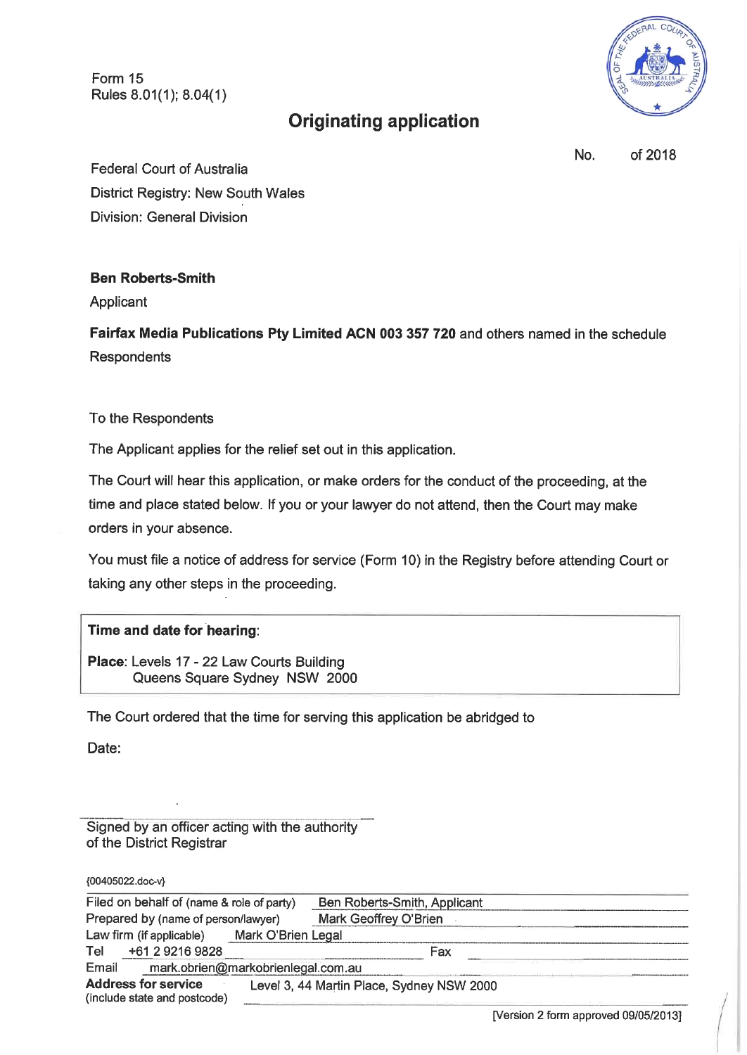Form 15
Rules 8.01(1); 8.04(1)

# Originating application

No. of 2018

Federal Court of Australia
District Registry: New South Wales
Division: General Division

**Ben Roberts-Smith**
Applicant

**Fairfax Media Publications Pty Limited ACN 003 357 720** and others named in the schedule
Respondents

To the Respondents

The Applicant applies for the relief set out in this application.

The Court will hear this application, or make orders for the conduct of the proceeding, at the time and place stated below. If you or your lawyer do not attend, then the Court may make orders in your absence.

You must file a notice of address for service (Form 10) in the Registry before attending Court or taking any other steps in the proceeding.

**Time and date for hearing**:

**Place**: Levels 17 - 22 Law Courts Building
Queens Square Sydney NSW 2000

The Court ordered that the time for serving this application be abridged to

Date:

Signed by an officer acting with the authority of the District Registrar

{00405022.doc-v}

| | |
|---|---|
| Filed on behalf of (name & role of party) | Ben Roberts-Smith, Applicant |
| Prepared by (name of person/lawyer) | Mark Geoffrey O'Brien |
| Law firm (if applicable) | Mark O'Brien Legal |
| Tel | +61 2 9216 9828 |
| Fax | |
| Email | mark.obrien@markobrienlegal.com.au |
| **Address for service** (include state and postcode) | Level 3, 44 Martin Place, Sydney NSW 2000 |

[Version 2 form approved 09/05/2013]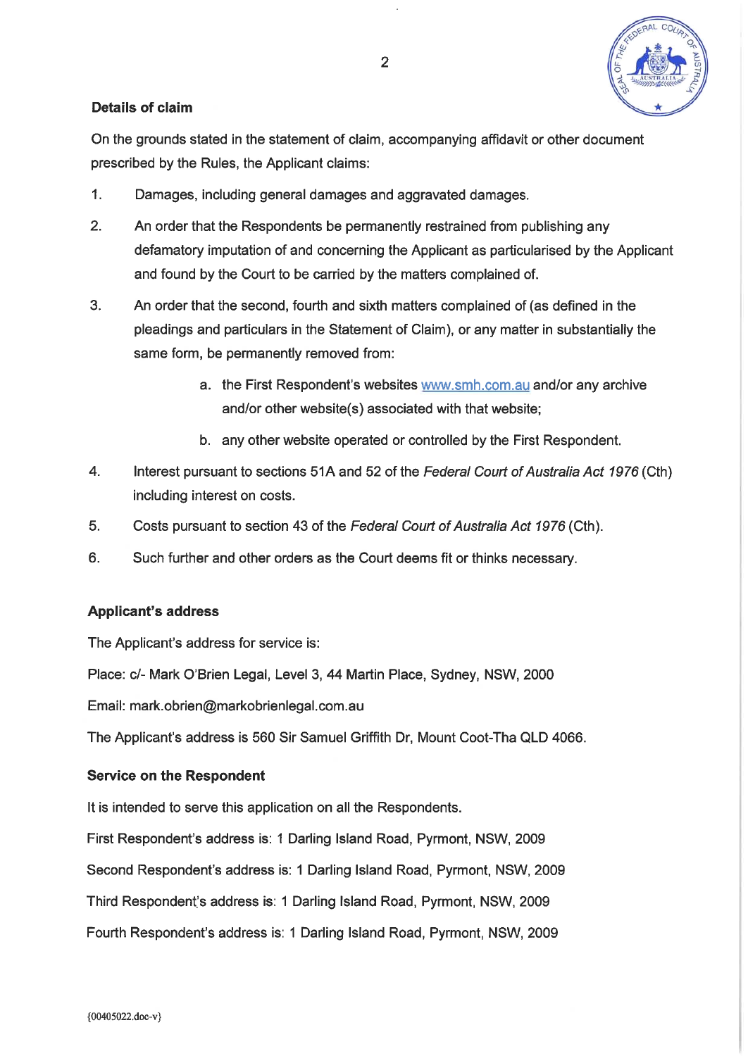**Details of claim**

On the grounds stated in the statement of claim, accompanying affidavit or other document prescribed by the Rules, the Applicant claims:

1. Damages, including general damages and aggravated damages.

2. An order that the Respondents be permanently restrained from publishing any defamatory imputation of and concerning the Applicant as particularised by the Applicant and found by the Court to be carried by the matters complained of.

3. An order that the second, fourth and sixth matters complained of (as defined in the pleadings and particulars in the Statement of Claim), or any matter in substantially the same form, be permanently removed from:

   a. the First Respondent's websites www.smh.com.au and/or any archive and/or other website(s) associated with that website;

   b. any other website operated or controlled by the First Respondent.

4. Interest pursuant to sections 51A and 52 of the *Federal Court of Australia Act 1976* (Cth) including interest on costs.

5. Costs pursuant to section 43 of the *Federal Court of Australia Act 1976* (Cth).

6. Such further and other orders as the Court deems fit or thinks necessary.

**Applicant's address**

The Applicant's address for service is:

Place: c/- Mark O'Brien Legal, Level 3, 44 Martin Place, Sydney, NSW, 2000

Email: mark.obrien@markobrienlegal.com.au

The Applicant's address is 560 Sir Samuel Griffith Dr, Mount Coot-Tha QLD 4066.

**Service on the Respondent**

It is intended to serve this application on all the Respondents.

First Respondent's address is: 1 Darling Island Road, Pyrmont, NSW, 2009

Second Respondent's address is: 1 Darling Island Road, Pyrmont, NSW, 2009

Third Respondent's address is: 1 Darling Island Road, Pyrmont, NSW, 2009

Fourth Respondent's address is: 1 Darling Island Road, Pyrmont, NSW, 2009

{00405022.doc-v}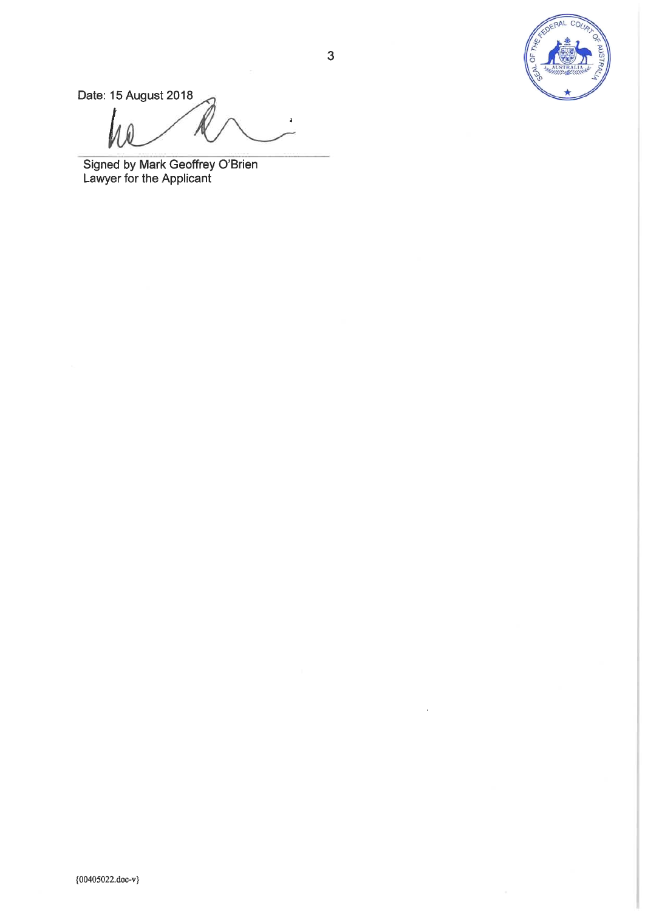Date: 15 August 2018

Signed by Mark Geoffrey O'Brien
Lawyer for the Applicant

{00405022.doc-v}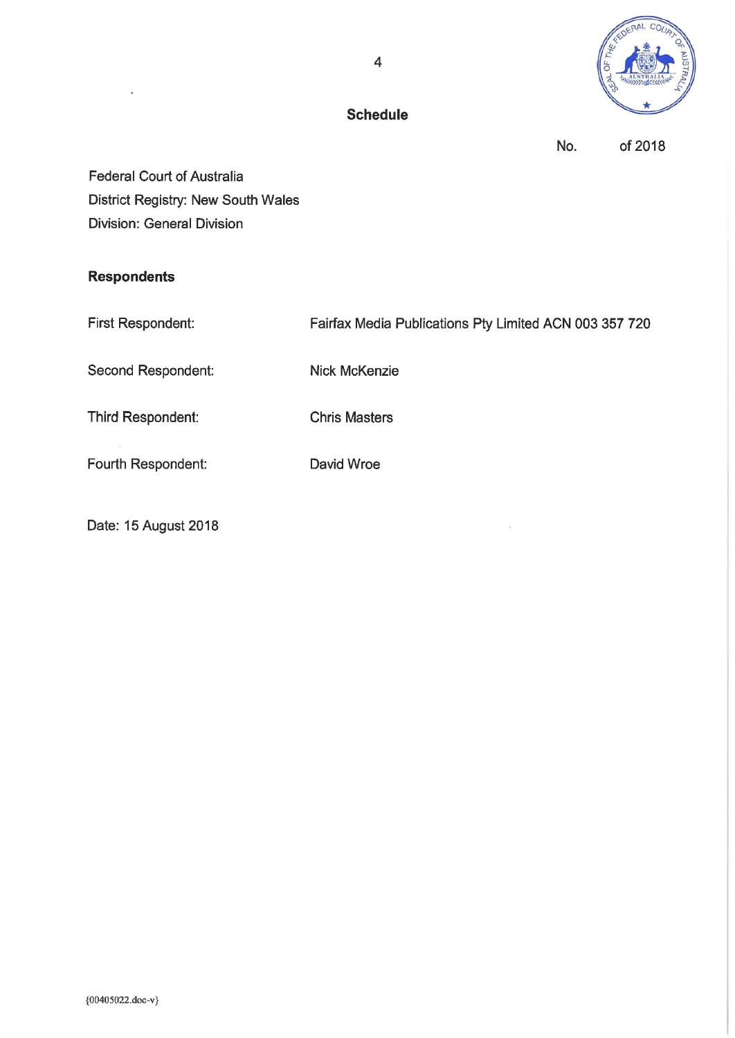## Schedule

No. of 2018

Federal Court of Australia
District Registry: New South Wales
Division: General Division

**Respondents**

| | |
|---|---|
| First Respondent: | Fairfax Media Publications Pty Limited ACN 003 357 720 |
| Second Respondent: | Nick McKenzie |
| Third Respondent: | Chris Masters |
| Fourth Respondent: | David Wroe |

Date: 15 August 2018

{00405022.doc-v}